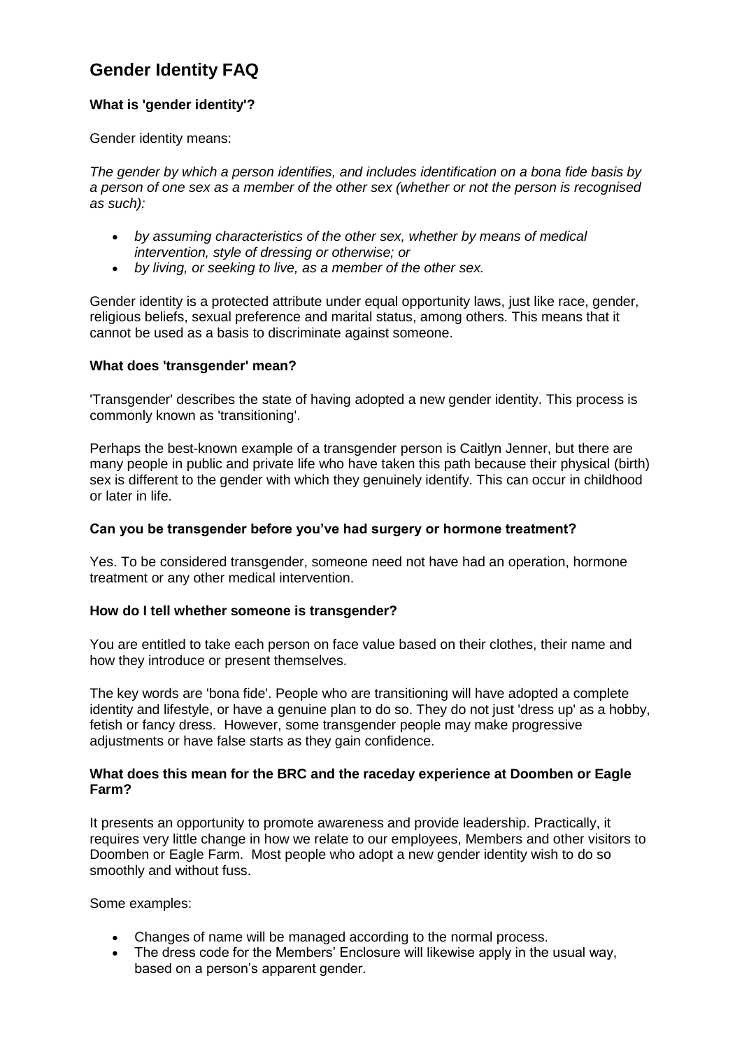# Gender Identity FAQ

### What is 'gender identity'?

Gender identity means:

*The gender by which a person identifies, and includes identification on a bona fide basis by a person of one sex as a member of the other sex (whether or not the person is recognised as such):*

- *by assuming characteristics of the other sex, whether by means of medical intervention, style of dressing or otherwise; or*
- *by living, or seeking to live, as a member of the other sex.*

Gender identity is a protected attribute under equal opportunity laws, just like race, gender, religious beliefs, sexual preference and marital status, among others. This means that it cannot be used as a basis to discriminate against someone.

### What does 'transgender' mean?

'Transgender' describes the state of having adopted a new gender identity. This process is commonly known as 'transitioning'.

Perhaps the best-known example of a transgender person is Caitlyn Jenner, but there are many people in public and private life who have taken this path because their physical (birth) sex is different to the gender with which they genuinely identify. This can occur in childhood or later in life.

### Can you be transgender before you've had surgery or hormone treatment?

Yes. To be considered transgender, someone need not have had an operation, hormone treatment or any other medical intervention.

### How do I tell whether someone is transgender?

You are entitled to take each person on face value based on their clothes, their name and how they introduce or present themselves.

The key words are 'bona fide'. People who are transitioning will have adopted a complete identity and lifestyle, or have a genuine plan to do so. They do not just 'dress up' as a hobby, fetish or fancy dress. However, some transgender people may make progressive adjustments or have false starts as they gain confidence.

### What does this mean for the BRC and the raceday experience at Doomben or Eagle Farm?

It presents an opportunity to promote awareness and provide leadership. Practically, it requires very little change in how we relate to our employees, Members and other visitors to Doomben or Eagle Farm. Most people who adopt a new gender identity wish to do so smoothly and without fuss.

Some examples:

- Changes of name will be managed according to the normal process.
- The dress code for the Members' Enclosure will likewise apply in the usual way, based on a person's apparent gender.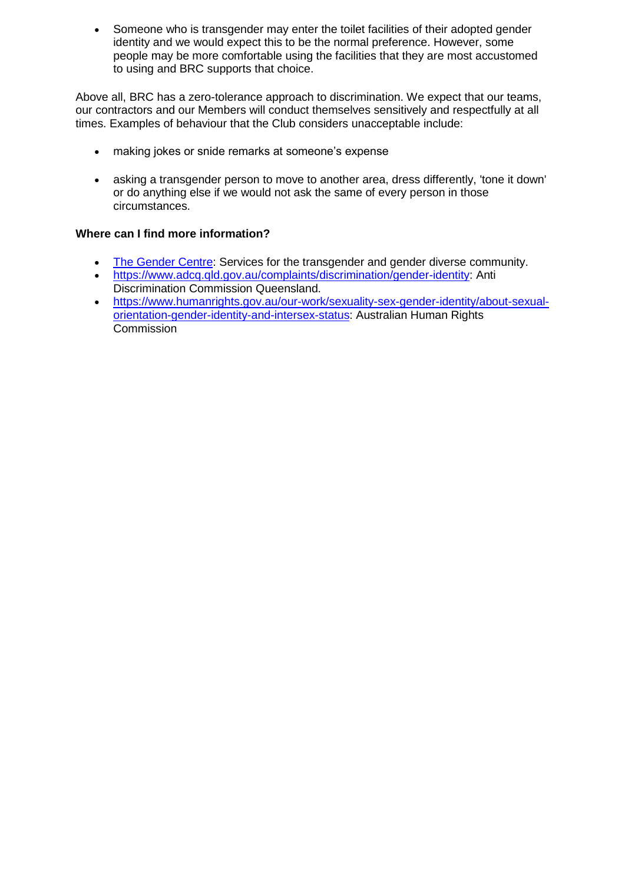- Someone who is transgender may enter the toilet facilities of their adopted gender identity and we would expect this to be the normal preference. However, some people may be more comfortable using the facilities that they are most accustomed to using and BRC supports that choice.

Above all, BRC has a zero-tolerance approach to discrimination. We expect that our teams, our contractors and our Members will conduct themselves sensitively and respectfully at all times. Examples of behaviour that the Club considers unacceptable include:

- making jokes or snide remarks at someone's expense
- asking a transgender person to move to another area, dress differently, 'tone it down' or do anything else if we would not ask the same of every person in those circumstances.

**Where can I find more information?**

- The Gender Centre: Services for the transgender and gender diverse community.
- https://www.adcq.qld.gov.au/complaints/discrimination/gender-identity: Anti Discrimination Commission Queensland.
- https://www.humanrights.gov.au/our-work/sexuality-sex-gender-identity/about-sexual-orientation-gender-identity-and-intersex-status: Australian Human Rights Commission